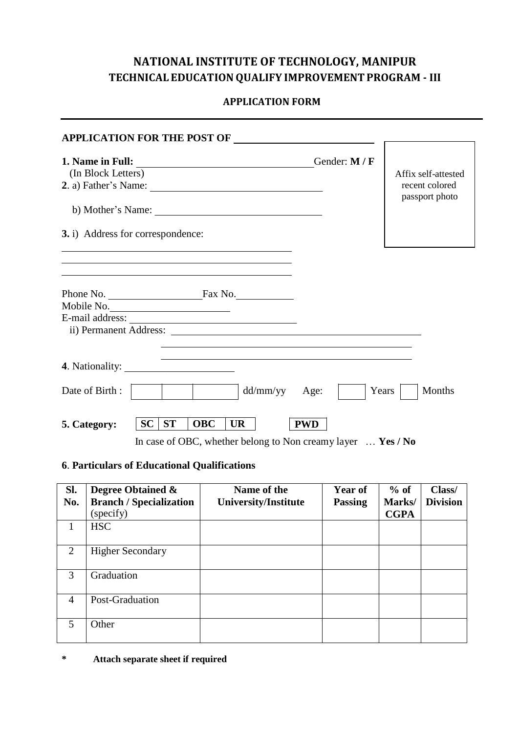# NATIONAL INSTITUTE OF TECHNOLOGY, MANIPUR

## TECHNICAL EDUCATION QUALIFY IMPROVEMENT PROGRAM - III

### APPLICATION FORM

---

**APPLICATION FOR THE POST OF** ____________________

Affix self-attested recent colored passport photo

**1. Name in Full:** ____________________ Gender: **M / F**
(In Block Letters)

**2**. a) Father's Name: ____________________

b) Mother's Name: ____________________

**3.** i) Address for correspondence:

____________________

____________________

____________________

Phone No. ____________ Fax No. ____________

Mobile No. ____________

E-mail address: ____________________

ii) Permanent Address: ____________________

____________________

____________________

**4**. Nationality: ____________________

Date of Birth : | | | | dd/mm/yy Age: | | Years | | Months

**5. Category:** | **SC** | **ST** | **OBC** | **UR** | | **PWD** |

In case of OBC, whether belong to Non creamy layer … **Yes / No**

**6**. **Particulars of Educational Qualifications**

| **Sl. No.** | **Degree Obtained & Branch / Specialization** (specify) | **Name of the University/Institute** | **Year of Passing** | **% of Marks/ CGPA** | **Class/ Division** |
|---|---|---|---|---|---|
| 1 | HSC | | | | |
| 2 | Higher Secondary | | | | |
| 3 | Graduation | | | | |
| 4 | Post-Graduation | | | | |
| 5 | Other | | | | |

**\*** **Attach separate sheet if required**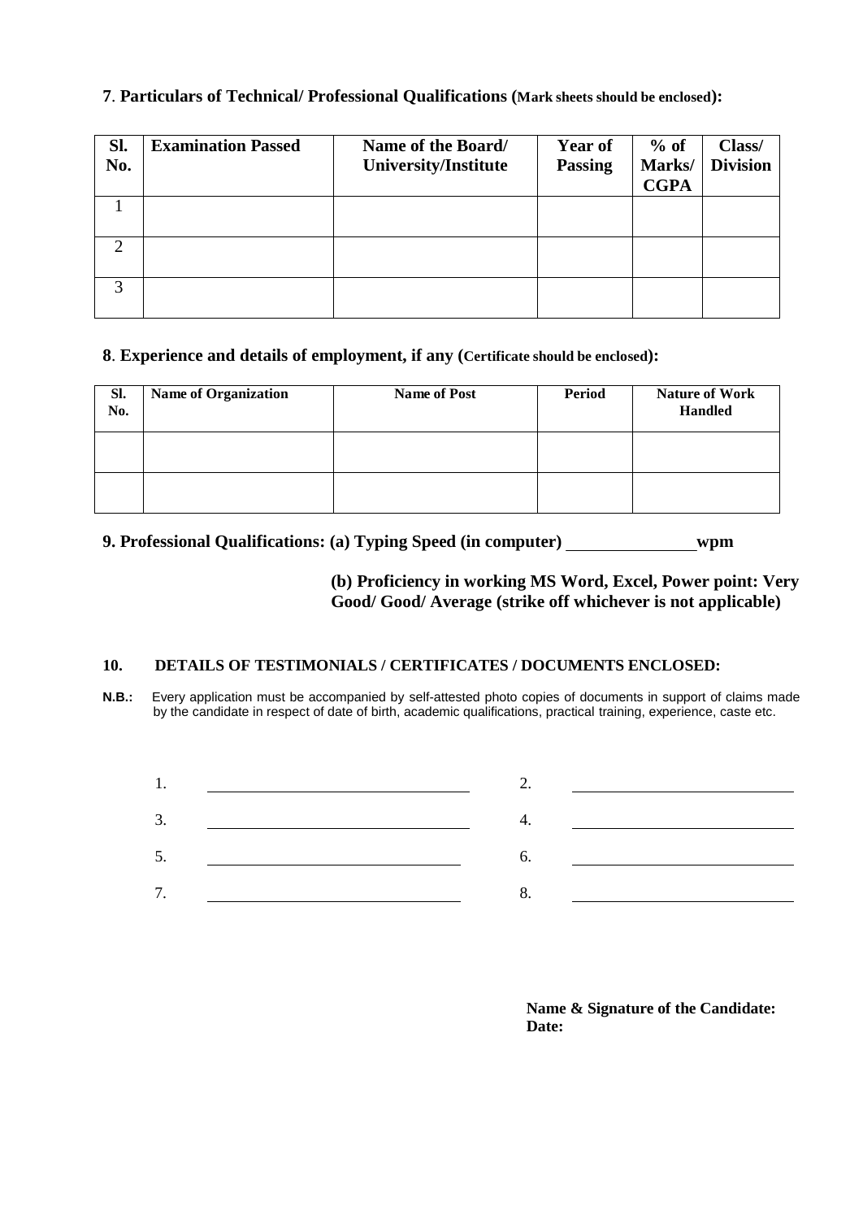**7**. **Particulars of Technical/ Professional Qualifications (Mark sheets should be enclosed):**

| Sl. No. | Examination Passed | Name of the Board/ University/Institute | Year of Passing | % of Marks/ CGPA | Class/ Division |
|---|---|---|---|---|---|
| 1 | | | | | |
| 2 | | | | | |
| 3 | | | | | |

**8**. **Experience and details of employment, if any (Certificate should be enclosed):**

| Sl. No. | Name of Organization | Name of Post | Period | Nature of Work Handled |
|---|---|---|---|---|
| | | | | |
| | | | | |

**9. Professional Qualifications: (a) Typing Speed (in computer) _______________wpm**

**(b) Proficiency in working MS Word, Excel, Power point: Very Good/ Good/ Average (strike off whichever is not applicable)**

**10. DETAILS OF TESTIMONIALS / CERTIFICATES / DOCUMENTS ENCLOSED:**

**N.B.:** Every application must be accompanied by self-attested photo copies of documents in support of claims made by the candidate in respect of date of birth, academic qualifications, practical training, experience, caste etc.

1. ______________________________ 2. ______________________________

3. ______________________________ 4. ______________________________

5. ______________________________ 6. ______________________________

7. ______________________________ 8. ______________________________

**Name & Signature of the Candidate:**
**Date:**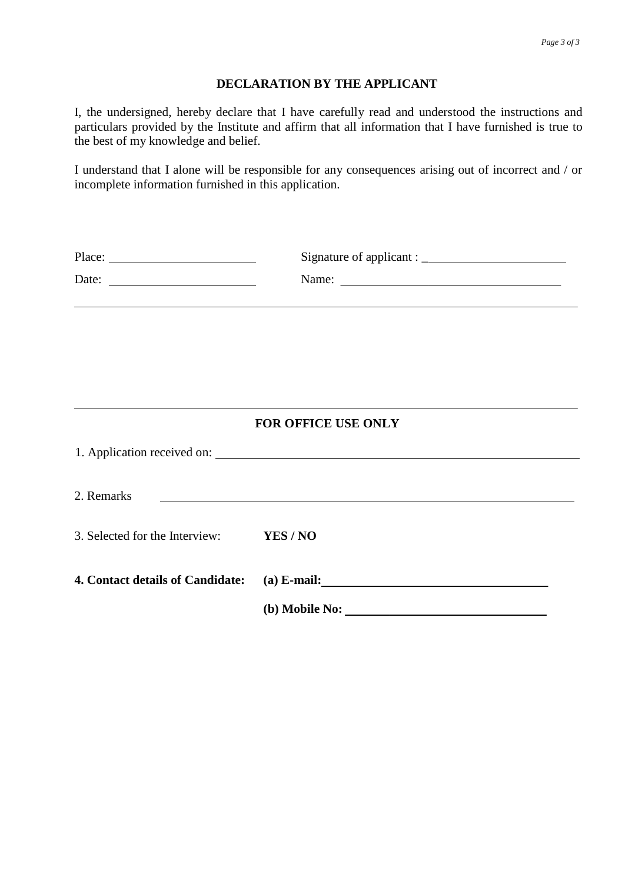## DECLARATION BY THE APPLICANT

I, the undersigned, hereby declare that I have carefully read and understood the instructions and particulars provided by the Institute and affirm that all information that I have furnished is true to the best of my knowledge and belief.

I understand that I alone will be responsible for any consequences arising out of incorrect and / or incomplete information furnished in this application.

Place: ______________________ Signature of applicant : ______________________

Date: ______________________ Name: ______________________

---

---

## FOR OFFICE USE ONLY

1. Application received on: ______________________

2. Remarks ______________________

3. Selected for the Interview: **YES / NO**

**4. Contact details of Candidate:** **(a) E-mail:** ______________________

**(b) Mobile No:** ______________________